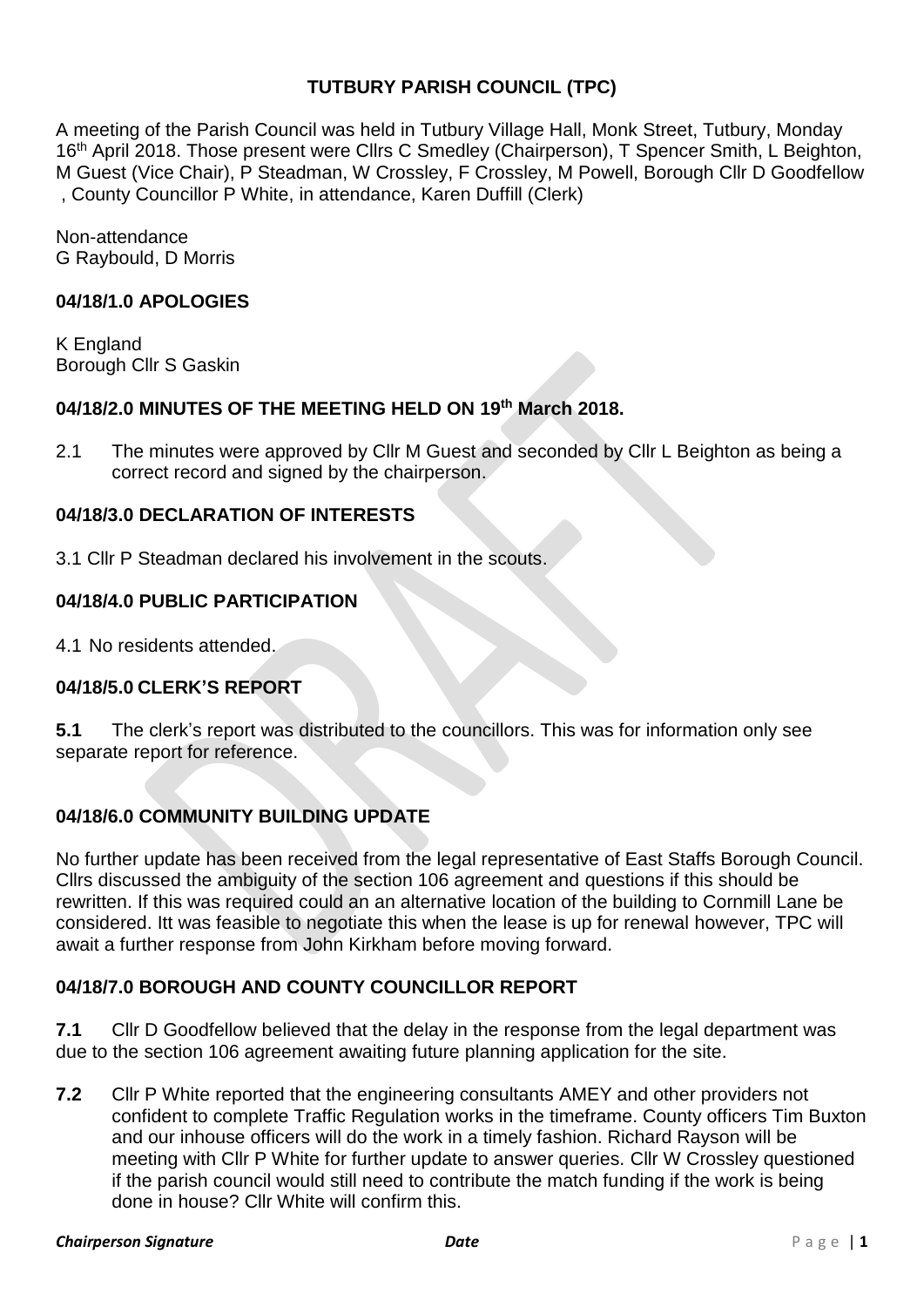# TUTBURY PARISH COUNCIL (TPC)

A meeting of the Parish Council was held in Tutbury Village Hall, Monk Street, Tutbury, Monday 16th April 2018. Those present were Cllrs C Smedley (Chairperson), T Spencer Smith, L Beighton, M Guest (Vice Chair), P Steadman, W Crossley, F Crossley, M Powell, Borough Cllr D Goodfellow , County Councillor P White, in attendance, Karen Duffill (Clerk)

Non-attendance
G Raybould, D Morris

### 04/18/1.0 APOLOGIES

K England
Borough Cllr S Gaskin

### 04/18/2.0 MINUTES OF THE MEETING HELD ON 19th March 2018.

2.1 The minutes were approved by Cllr M Guest and seconded by Cllr L Beighton as being a correct record and signed by the chairperson.

### 04/18/3.0 DECLARATION OF INTERESTS

3.1 Cllr P Steadman declared his involvement in the scouts.

### 04/18/4.0 PUBLIC PARTICIPATION

4.1 No residents attended.

### 04/18/5.0 CLERK'S REPORT

**5.1** The clerk's report was distributed to the councillors. This was for information only see separate report for reference.

### 04/18/6.0 COMMUNITY BUILDING UPDATE

No further update has been received from the legal representative of East Staffs Borough Council. Cllrs discussed the ambiguity of the section 106 agreement and questions if this should be rewritten. If this was required could an an alternative location of the building to Cornmill Lane be considered. Itt was feasible to negotiate this when the lease is up for renewal however, TPC will await a further response from John Kirkham before moving forward.

### 04/18/7.0 BOROUGH AND COUNTY COUNCILLOR REPORT

**7.1** Cllr D Goodfellow believed that the delay in the response from the legal department was due to the section 106 agreement awaiting future planning application for the site.

**7.2** Cllr P White reported that the engineering consultants AMEY and other providers not confident to complete Traffic Regulation works in the timeframe. County officers Tim Buxton and our inhouse officers will do the work in a timely fashion. Richard Rayson will be meeting with Cllr P White for further update to answer queries. Cllr W Crossley questioned if the parish council would still need to contribute the match funding if the work is being done in house? Cllr White will confirm this.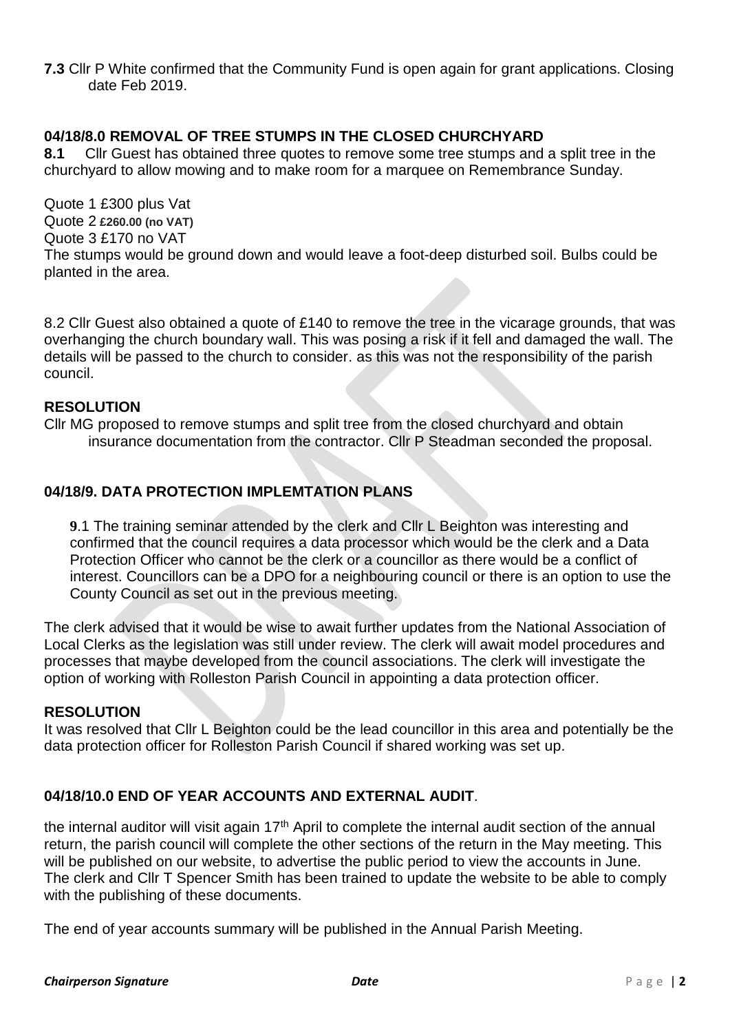**7.3** Cllr P White confirmed that the Community Fund is open again for grant applications. Closing date Feb 2019.

## 04/18/8.0 REMOVAL OF TREE STUMPS IN THE CLOSED CHURCHYARD

**8.1** Cllr Guest has obtained three quotes to remove some tree stumps and a split tree in the churchyard to allow mowing and to make room for a marquee on Remembrance Sunday.

Quote 1 £300 plus Vat
Quote 2 **£260.00 (no VAT)**
Quote 3 £170 no VAT
The stumps would be ground down and would leave a foot-deep disturbed soil. Bulbs could be planted in the area.

8.2 Cllr Guest also obtained a quote of £140 to remove the tree in the vicarage grounds, that was overhanging the church boundary wall. This was posing a risk if it fell and damaged the wall. The details will be passed to the church to consider. as this was not the responsibility of the parish council.

**RESOLUTION**

Cllr MG proposed to remove stumps and split tree from the closed churchyard and obtain insurance documentation from the contractor. Cllr P Steadman seconded the proposal.

## 04/18/9. DATA PROTECTION IMPLEMTATION PLANS

**9**.1 The training seminar attended by the clerk and Cllr L Beighton was interesting and confirmed that the council requires a data processor which would be the clerk and a Data Protection Officer who cannot be the clerk or a councillor as there would be a conflict of interest. Councillors can be a DPO for a neighbouring council or there is an option to use the County Council as set out in the previous meeting.

The clerk advised that it would be wise to await further updates from the National Association of Local Clerks as the legislation was still under review. The clerk will await model procedures and processes that maybe developed from the council associations. The clerk will investigate the option of working with Rolleston Parish Council in appointing a data protection officer.

**RESOLUTION**

It was resolved that Cllr L Beighton could be the lead councillor in this area and potentially be the data protection officer for Rolleston Parish Council if shared working was set up.

## 04/18/10.0 END OF YEAR ACCOUNTS AND EXTERNAL AUDIT.

the internal auditor will visit again 17th April to complete the internal audit section of the annual return, the parish council will complete the other sections of the return in the May meeting. This will be published on our website, to advertise the public period to view the accounts in June. The clerk and Cllr T Spencer Smith has been trained to update the website to be able to comply with the publishing of these documents.

The end of year accounts summary will be published in the Annual Parish Meeting.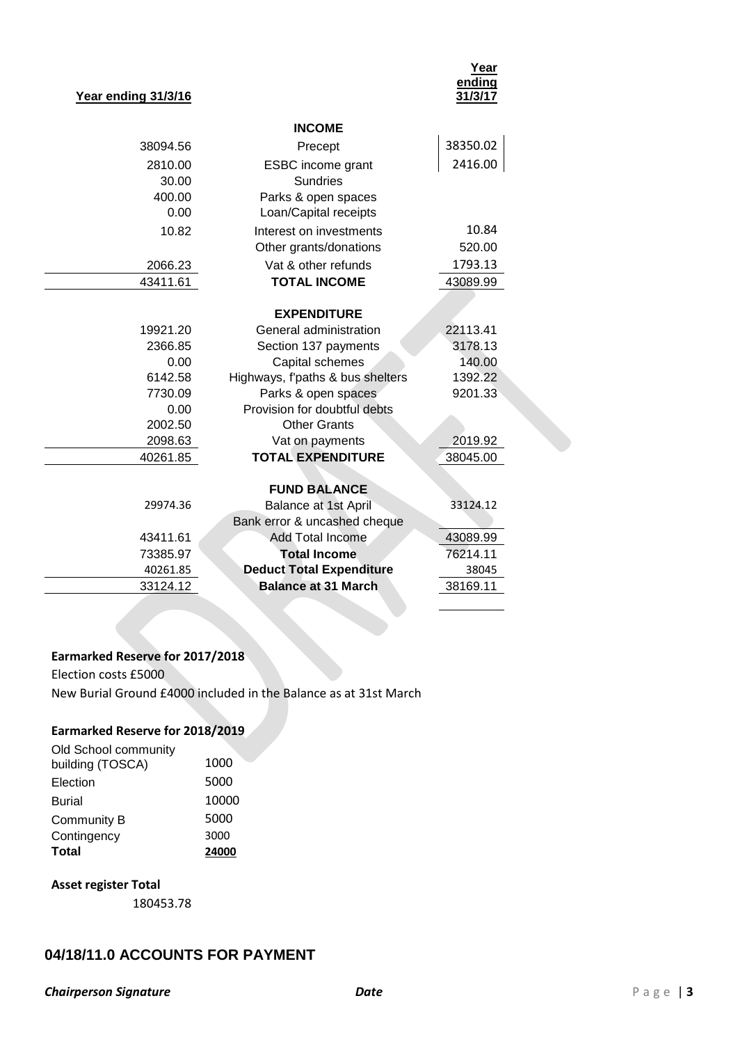| Year ending 31/3/16 | | Year ending 31/3/17 |
|---|---|---|
| | **INCOME** | |
| 38094.56 | Precept | 38350.02 |
| 2810.00 | ESBC income grant | 2416.00 |
| 30.00 | Sundries | |
| 400.00 | Parks & open spaces | |
| 0.00 | Loan/Capital receipts | |
| 10.82 | Interest on investments | 10.84 |
| | Other grants/donations | 520.00 |
| 2066.23 | Vat & other refunds | 1793.13 |
| 43411.61 | **TOTAL INCOME** | 43089.99 |
| | **EXPENDITURE** | |
| 19921.20 | General administration | 22113.41 |
| 2366.85 | Section 137 payments | 3178.13 |
| 0.00 | Capital schemes | 140.00 |
| 6142.58 | Highways, f'paths & bus shelters | 1392.22 |
| 7730.09 | Parks & open spaces | 9201.33 |
| 0.00 | Provision for doubtful debts | |
| 2002.50 | Other Grants | |
| 2098.63 | Vat on payments | 2019.92 |
| 40261.85 | **TOTAL EXPENDITURE** | 38045.00 |
| | **FUND BALANCE** | |
| 29974.36 | Balance at 1st April | 33124.12 |
| | Bank error & uncashed cheque | |
| 43411.61 | Add Total Income | 43089.99 |
| 73385.97 | **Total Income** | 76214.11 |
| 40261.85 | **Deduct Total Expenditure** | 38045 |
| 33124.12 | **Balance at 31 March** | 38169.11 |

**Earmarked Reserve for 2017/2018**

Election costs £5000

New Burial Ground £4000 included in the Balance as at 31st March

**Earmarked Reserve for 2018/2019**

| | |
|---|---|
| Old School community building (TOSCA) | 1000 |
| Election | 5000 |
| Burial | 10000 |
| Community B | 5000 |
| Contingency | 3000 |
| **Total** | **24000** |

**Asset register Total**

180453.78

## 04/18/11.0 ACCOUNTS FOR PAYMENT

***Chairperson Signature*** ***Date***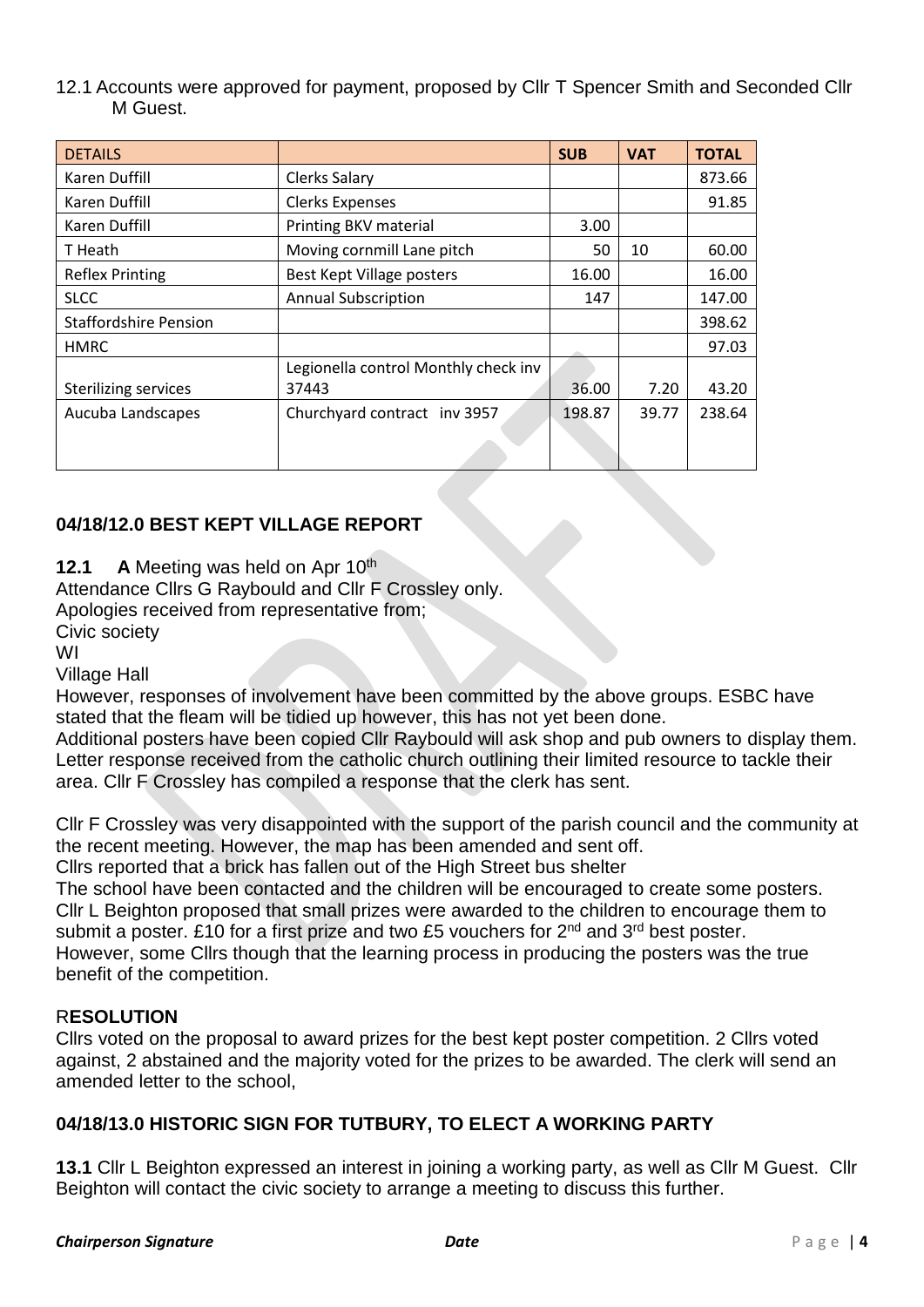12.1 Accounts were approved for payment, proposed by Cllr T Spencer Smith and Seconded Cllr M Guest.

| DETAILS | | SUB | VAT | TOTAL |
|---|---|---|---|---|
| Karen Duffill | Clerks Salary | | | 873.66 |
| Karen Duffill | Clerks Expenses | | | 91.85 |
| Karen Duffill | Printing BKV material | 3.00 | | |
| T Heath | Moving cornmill Lane pitch | 50 | 10 | 60.00 |
| Reflex Printing | Best Kept Village posters | 16.00 | | 16.00 |
| SLCC | Annual Subscription | 147 | | 147.00 |
| Staffordshire Pension | | | | 398.62 |
| HMRC | | | | 97.03 |
| Sterilizing services | Legionella control Monthly check inv 37443 | 36.00 | 7.20 | 43.20 |
| Aucuba Landscapes | Churchyard contract inv 3957 | 198.87 | 39.77 | 238.64 |

## 04/18/12.0 BEST KEPT VILLAGE REPORT

**12.1 A** Meeting was held on Apr 10th

Attendance Cllrs G Raybould and Cllr F Crossley only.

Apologies received from representative from;

Civic society

WI

Village Hall

However, responses of involvement have been committed by the above groups. ESBC have stated that the fleam will be tidied up however, this has not yet been done.

Additional posters have been copied Cllr Raybould will ask shop and pub owners to display them. Letter response received from the catholic church outlining their limited resource to tackle their area. Cllr F Crossley has compiled a response that the clerk has sent.

Cllr F Crossley was very disappointed with the support of the parish council and the community at the recent meeting. However, the map has been amended and sent off.

Cllrs reported that a brick has fallen out of the High Street bus shelter

The school have been contacted and the children will be encouraged to create some posters.

Cllr L Beighton proposed that small prizes were awarded to the children to encourage them to submit a poster. £10 for a first prize and two £5 vouchers for 2nd and 3rd best poster.

However, some Cllrs though that the learning process in producing the posters was the true benefit of the competition.

### R**ESOLUTION**

Cllrs voted on the proposal to award prizes for the best kept poster competition. 2 Cllrs voted against, 2 abstained and the majority voted for the prizes to be awarded. The clerk will send an amended letter to the school,

## 04/18/13.0 HISTORIC SIGN FOR TUTBURY, TO ELECT A WORKING PARTY

**13.1** Cllr L Beighton expressed an interest in joining a working party, as well as Cllr M Guest. Cllr Beighton will contact the civic society to arrange a meeting to discuss this further.

***Chairperson Signature*** ***Date***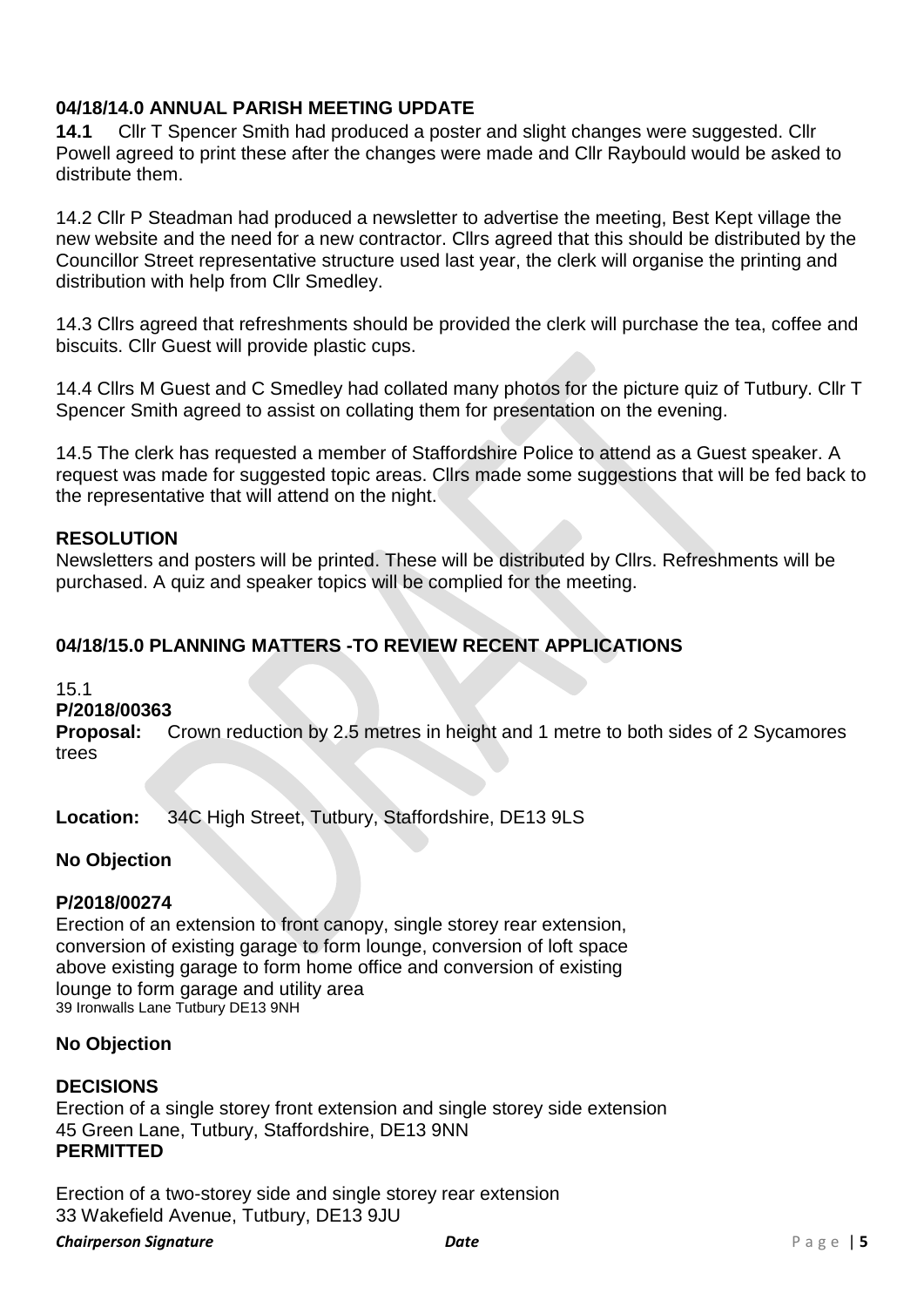### 04/18/14.0 ANNUAL PARISH MEETING UPDATE

**14.1** Cllr T Spencer Smith had produced a poster and slight changes were suggested. Cllr Powell agreed to print these after the changes were made and Cllr Raybould would be asked to distribute them.

14.2 Cllr P Steadman had produced a newsletter to advertise the meeting, Best Kept village the new website and the need for a new contractor. Cllrs agreed that this should be distributed by the Councillor Street representative structure used last year, the clerk will organise the printing and distribution with help from Cllr Smedley.

14.3 Cllrs agreed that refreshments should be provided the clerk will purchase the tea, coffee and biscuits. Cllr Guest will provide plastic cups.

14.4 Cllrs M Guest and C Smedley had collated many photos for the picture quiz of Tutbury. Cllr T Spencer Smith agreed to assist on collating them for presentation on the evening.

14.5 The clerk has requested a member of Staffordshire Police to attend as a Guest speaker. A request was made for suggested topic areas. Cllrs made some suggestions that will be fed back to the representative that will attend on the night.

**RESOLUTION**

Newsletters and posters will be printed. These will be distributed by Cllrs. Refreshments will be purchased. A quiz and speaker topics will be complied for the meeting.

### 04/18/15.0 PLANNING MATTERS -TO REVIEW RECENT APPLICATIONS

15.1

**P/2018/00363**

**Proposal:** Crown reduction by 2.5 metres in height and 1 metre to both sides of 2 Sycamores trees

**Location:** 34C High Street, Tutbury, Staffordshire, DE13 9LS

**No Objection**

**P/2018/00274**

Erection of an extension to front canopy, single storey rear extension, conversion of existing garage to form lounge, conversion of loft space above existing garage to form home office and conversion of existing lounge to form garage and utility area
39 Ironwalls Lane Tutbury DE13 9NH

**No Objection**

**DECISIONS**

Erection of a single storey front extension and single storey side extension
45 Green Lane, Tutbury, Staffordshire, DE13 9NN
**PERMITTED**

Erection of a two-storey side and single storey rear extension
33 Wakefield Avenue, Tutbury, DE13 9JU

***Chairperson Signature*** ***Date***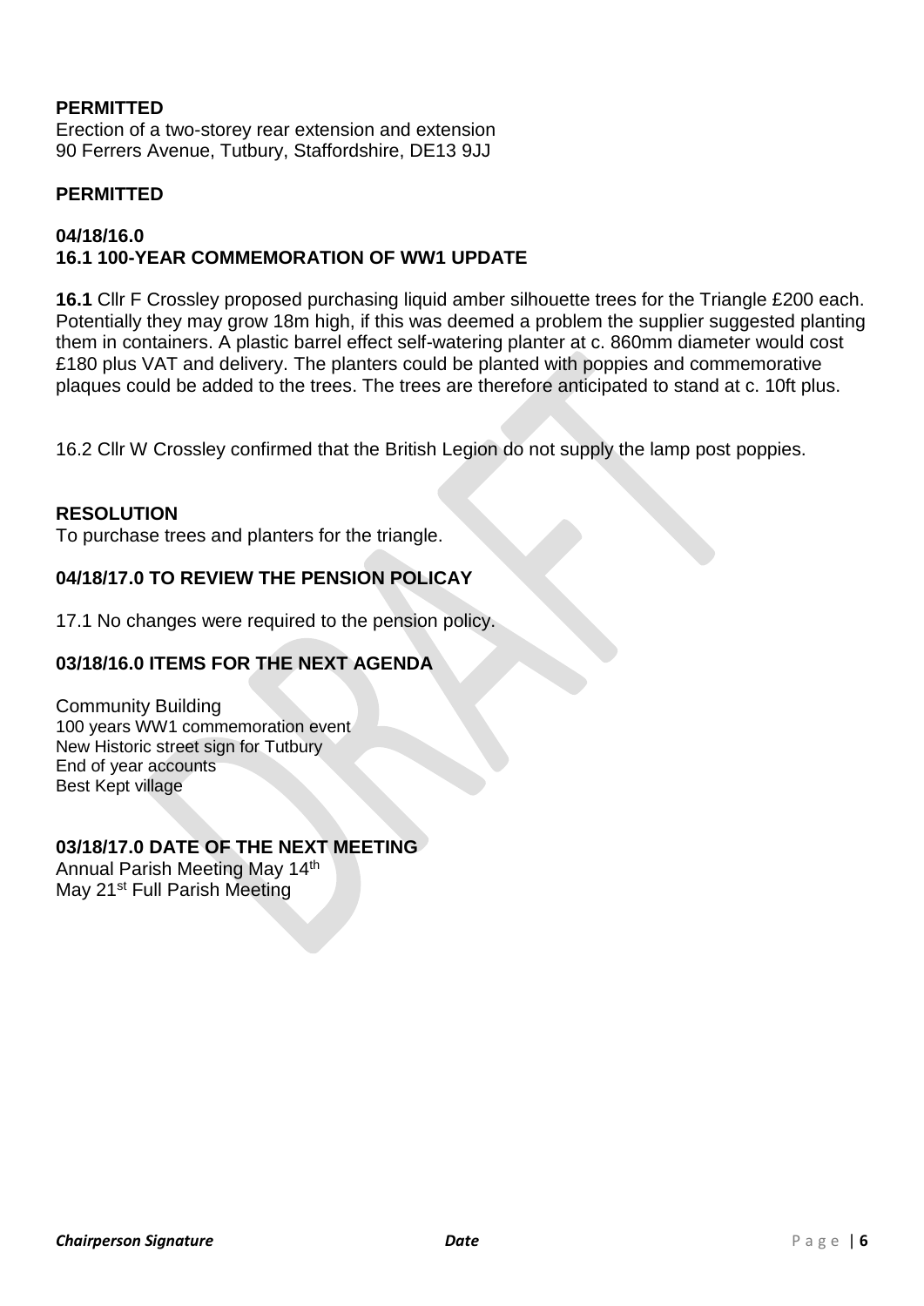**PERMITTED**
Erection of a two-storey rear extension and extension
90 Ferrers Avenue, Tutbury, Staffordshire, DE13 9JJ

**PERMITTED**

**04/18/16.0**
**16.1 100-YEAR COMMEMORATION OF WW1 UPDATE**

**16.1** Cllr F Crossley proposed purchasing liquid amber silhouette trees for the Triangle £200 each. Potentially they may grow 18m high, if this was deemed a problem the supplier suggested planting them in containers. A plastic barrel effect self-watering planter at c. 860mm diameter would cost £180 plus VAT and delivery. The planters could be planted with poppies and commemorative plaques could be added to the trees. The trees are therefore anticipated to stand at c. 10ft plus.

16.2 Cllr W Crossley confirmed that the British Legion do not supply the lamp post poppies.

**RESOLUTION**
To purchase trees and planters for the triangle.

**04/18/17.0 TO REVIEW THE PENSION POLICAY**

17.1 No changes were required to the pension policy.

**03/18/16.0 ITEMS FOR THE NEXT AGENDA**

Community Building
100 years WW1 commemoration event
New Historic street sign for Tutbury
End of year accounts
Best Kept village

**03/18/17.0 DATE OF THE NEXT MEETING**
Annual Parish Meeting May 14th
May 21st Full Parish Meeting

***Chairperson Signature*** ***Date***